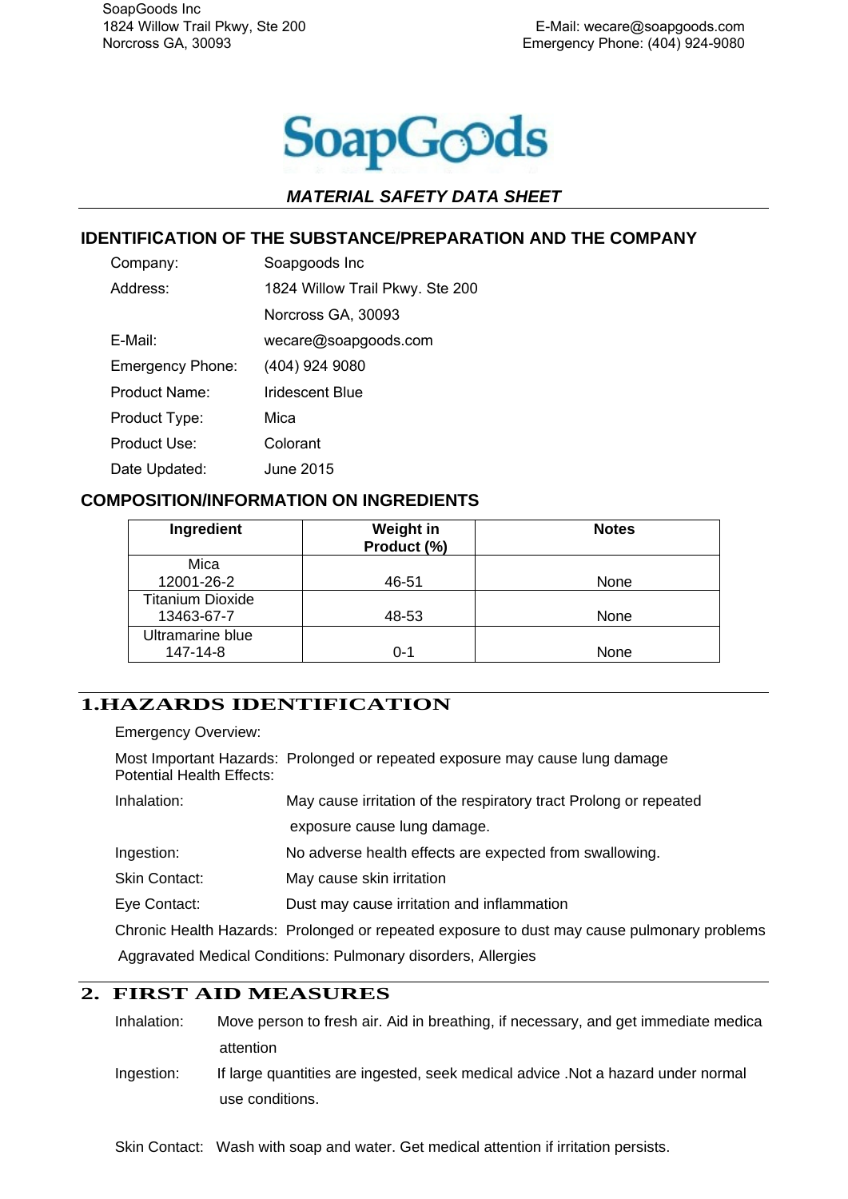SoapGoods Inc
1824 Willow Trail Pkwy, Ste 200
Norcross GA, 30093

E-Mail: wecare@soapgoods.com
Emergency Phone: (404) 924-9080

SoapGoods

***MATERIAL SAFETY DATA SHEET***

## IDENTIFICATION OF THE SUBSTANCE/PREPARATION AND THE COMPANY

| | |
|---|---|
| Company: | Soapgoods Inc |
| Address: | 1824 Willow Trail Pkwy. Ste 200 |
| | Norcross GA, 30093 |
| E-Mail: | wecare@soapgoods.com |
| Emergency Phone: | (404) 924 9080 |
| Product Name: | Iridescent Blue |
| Product Type: | Mica |
| Product Use: | Colorant |
| Date Updated: | June 2015 |

## COMPOSITION/INFORMATION ON INGREDIENTS

| Ingredient | Weight in Product (%) | Notes |
|---|---|---|
| Mica 12001-26-2 | 46-51 | None |
| Titanium Dioxide 13463-67-7 | 48-53 | None |
| Ultramarine blue 147-14-8 | 0-1 | None |

## 1.HAZARDS IDENTIFICATION

Emergency Overview:

Most Important Hazards: Prolonged or repeated exposure may cause lung damage

Potential Health Effects:

Inhalation: May cause irritation of the respiratory tract Prolong or repeated exposure cause lung damage.

Ingestion: No adverse health effects are expected from swallowing.

Skin Contact: May cause skin irritation

Eye Contact: Dust may cause irritation and inflammation

Chronic Health Hazards: Prolonged or repeated exposure to dust may cause pulmonary problems

Aggravated Medical Conditions: Pulmonary disorders, Allergies

## 2. FIRST AID MEASURES

Inhalation: Move person to fresh air. Aid in breathing, if necessary, and get immediate medica attention

Ingestion: If large quantities are ingested, seek medical advice .Not a hazard under normal use conditions.

Skin Contact: Wash with soap and water. Get medical attention if irritation persists.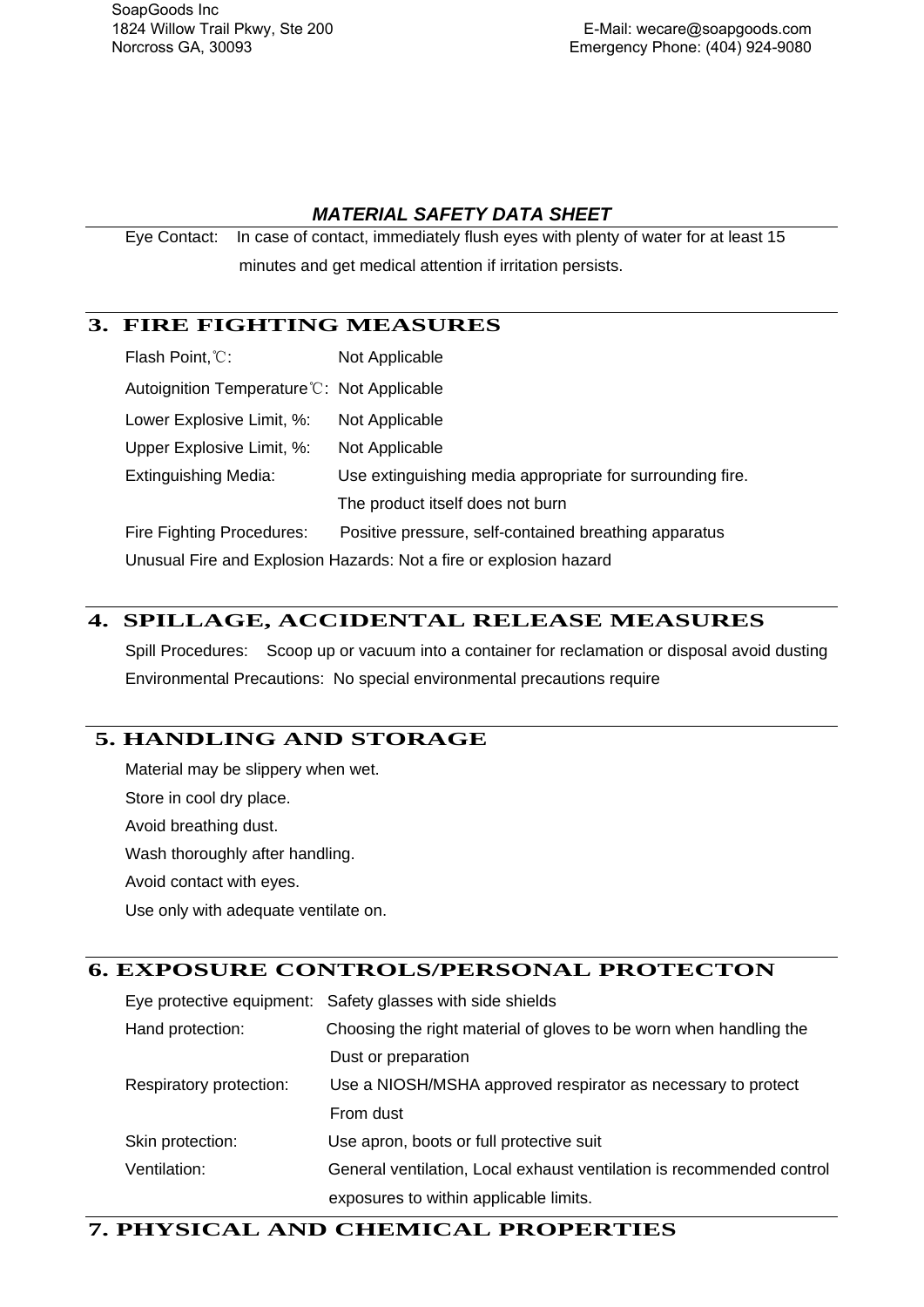*MATERIAL SAFETY DATA SHEET*

Eye Contact: In case of contact, immediately flush eyes with plenty of water for at least 15 minutes and get medical attention if irritation persists.

## 3. FIRE FIGHTING MEASURES

Flash Point,℃: Not Applicable

Autoignition Temperature℃: Not Applicable

Lower Explosive Limit, %: Not Applicable

Upper Explosive Limit, %: Not Applicable

Extinguishing Media: Use extinguishing media appropriate for surrounding fire. The product itself does not burn

Fire Fighting Procedures: Positive pressure, self-contained breathing apparatus

Unusual Fire and Explosion Hazards: Not a fire or explosion hazard

## 4. SPILLAGE, ACCIDENTAL RELEASE MEASURES

Spill Procedures: Scoop up or vacuum into a container for reclamation or disposal avoid dusting

Environmental Precautions: No special environmental precautions require

## 5. HANDLING AND STORAGE

Material may be slippery when wet.

Store in cool dry place.

Avoid breathing dust.

Wash thoroughly after handling.

Avoid contact with eyes.

Use only with adequate ventilate on.

## 6. EXPOSURE CONTROLS/PERSONAL PROTECTON

Eye protective equipment: Safety glasses with side shields

Hand protection: Choosing the right material of gloves to be worn when handling the Dust or preparation

Respiratory protection: Use a NIOSH/MSHA approved respirator as necessary to protect From dust

Skin protection: Use apron, boots or full protective suit

Ventilation: General ventilation, Local exhaust ventilation is recommended control exposures to within applicable limits.

## 7. PHYSICAL AND CHEMICAL PROPERTIES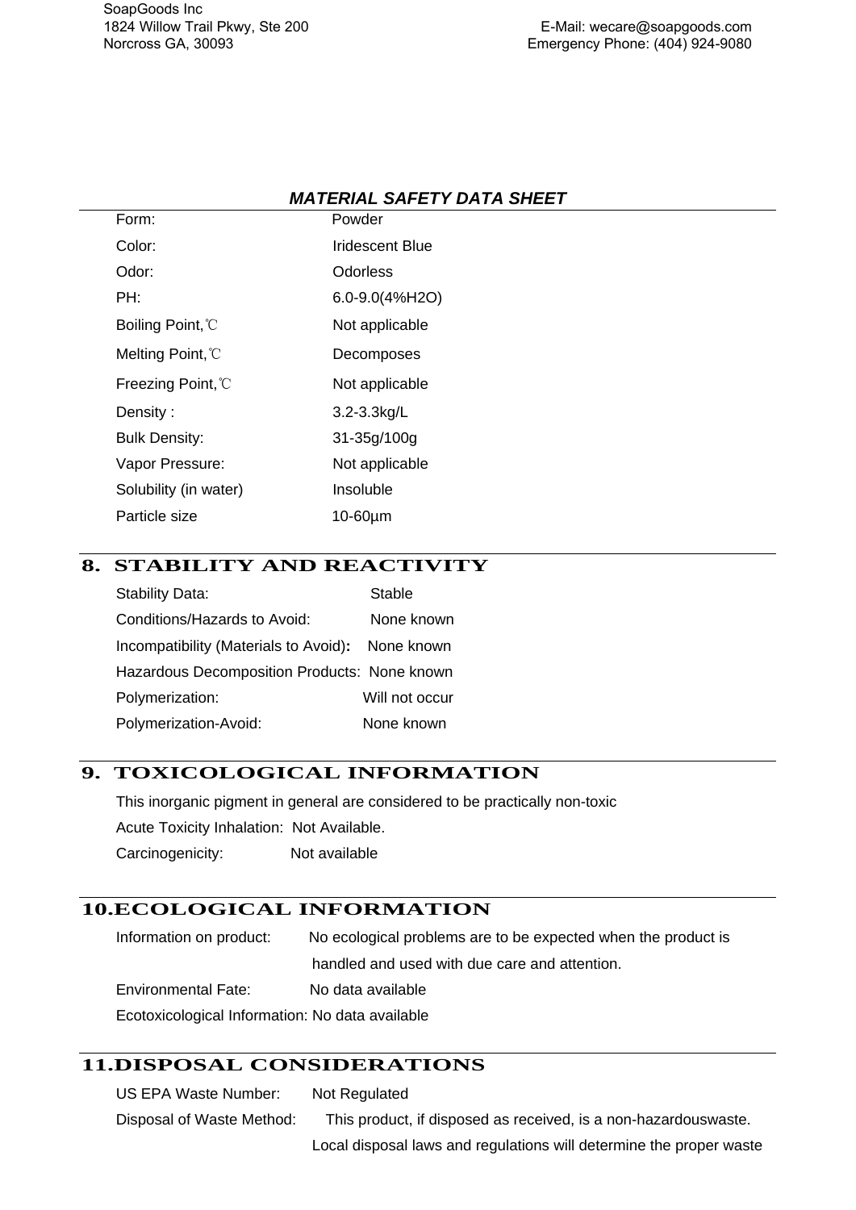**MATERIAL SAFETY DATA SHEET**

| | |
|---|---|
| Form: | Powder |
| Color: | Iridescent Blue |
| Odor: | Odorless |
| PH: | 6.0-9.0(4%H2O) |
| Boiling Point,℃ | Not applicable |
| Melting Point,℃ | Decomposes |
| Freezing Point,℃ | Not applicable |
| Density : | 3.2-3.3kg/L |
| Bulk Density: | 31-35g/100g |
| Vapor Pressure: | Not applicable |
| Solubility (in water) | Insoluble |
| Particle size | 10-60µm |

## 8. STABILITY AND REACTIVITY

| | |
|---|---|
| Stability Data: | Stable |
| Conditions/Hazards to Avoid: | None known |
| Incompatibility (Materials to Avoid): | None known |
| Hazardous Decomposition Products: | None known |
| Polymerization: | Will not occur |
| Polymerization-Avoid: | None known |

## 9. TOXICOLOGICAL INFORMATION

This inorganic pigment in general are considered to be practically non-toxic

Acute Toxicity Inhalation: Not Available.

Carcinogenicity: Not available

## 10.ECOLOGICAL INFORMATION

Information on product: No ecological problems are to be expected when the product is handled and used with due care and attention.

Environmental Fate: No data available

Ecotoxicological Information: No data available

## 11.DISPOSAL CONSIDERATIONS

US EPA Waste Number: Not Regulated

Disposal of Waste Method: This product, if disposed as received, is a non-hazardouswaste. Local disposal laws and regulations will determine the proper waste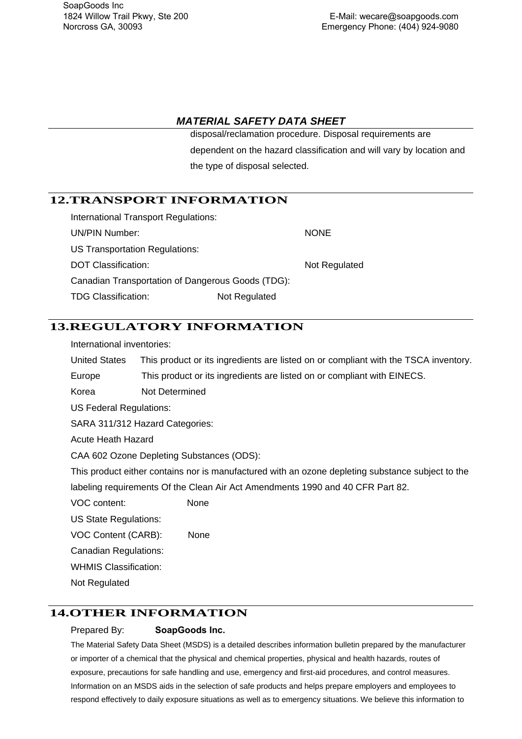disposal/reclamation procedure. Disposal requirements are dependent on the hazard classification and will vary by location and the type of disposal selected.

## 12.TRANSPORT INFORMATION

International Transport Regulations:

UN/PIN Number: NONE

US Transportation Regulations:

DOT Classification: Not Regulated

Canadian Transportation of Dangerous Goods (TDG):

TDG Classification: Not Regulated

## 13.REGULATORY INFORMATION

International inventories:

United States This product or its ingredients are listed on or compliant with the TSCA inventory.

Europe This product or its ingredients are listed on or compliant with EINECS.

Korea Not Determined

US Federal Regulations:

SARA 311/312 Hazard Categories:

Acute Heath Hazard

CAA 602 Ozone Depleting Substances (ODS):

This product either contains nor is manufactured with an ozone depleting substance subject to the labeling requirements Of the Clean Air Act Amendments 1990 and 40 CFR Part 82.

VOC content: None

US State Regulations:

VOC Content (CARB): None

Canadian Regulations:

WHMIS Classification:

Not Regulated

## 14.OTHER INFORMATION

Prepared By: **SoapGoods Inc.**

The Material Safety Data Sheet (MSDS) is a detailed describes information bulletin prepared by the manufacturer or importer of a chemical that the physical and chemical properties, physical and health hazards, routes of exposure, precautions for safe handling and use, emergency and first-aid procedures, and control measures. Information on an MSDS aids in the selection of safe products and helps prepare employers and employees to respond effectively to daily exposure situations as well as to emergency situations. We believe this information to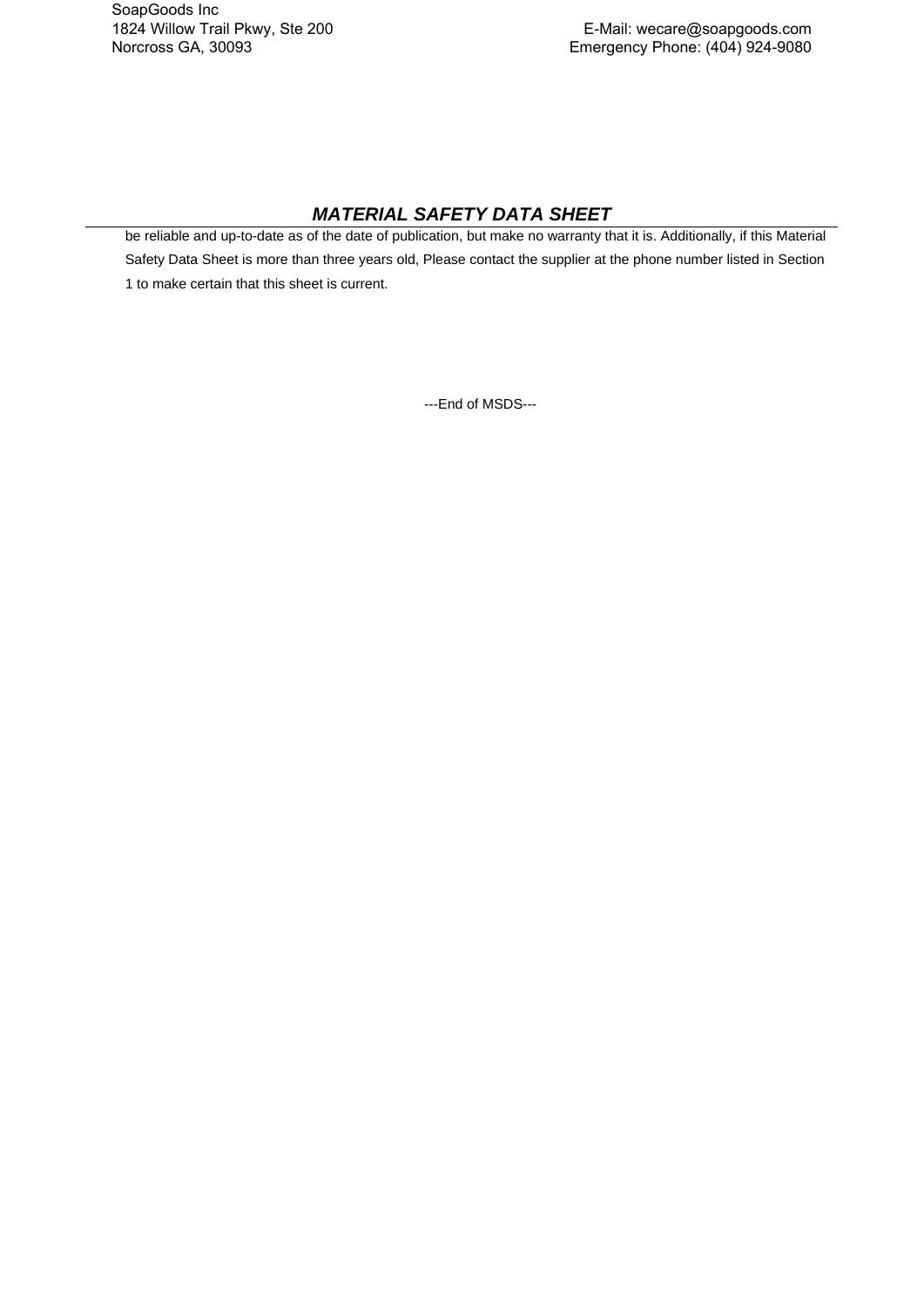be reliable and up-to-date as of the date of publication, but make no warranty that it is. Additionally, if this Material Safety Data Sheet is more than three years old, Please contact the supplier at the phone number listed in Section 1 to make certain that this sheet is current.

---End of MSDS---